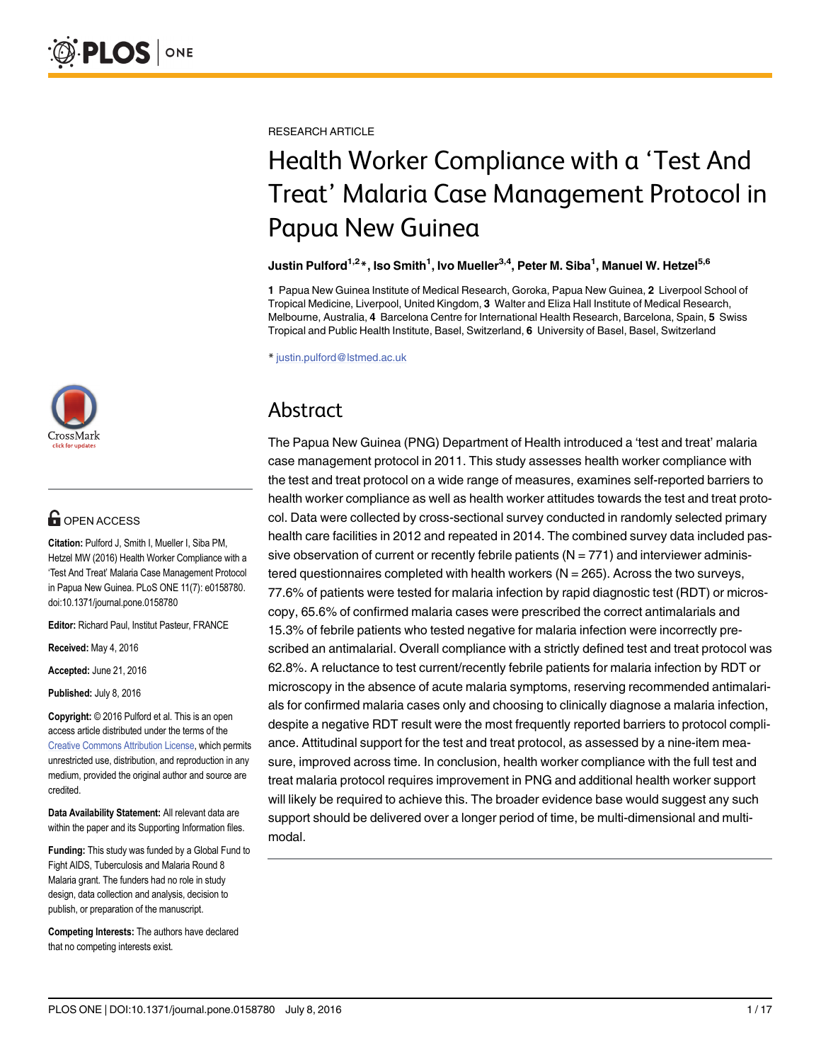RESEARCH ARTICLE

# Health Worker Compliance with a 'Test And Treat' Malaria Case Management Protocol in Papua New Guinea

**Justin Pulford[1,2]*, Iso Smith[1], Ivo Mueller[3,4], Peter M. Siba[1], Manuel W. Hetzel[5,6]**

**1** Papua New Guinea Institute of Medical Research, Goroka, Papua New Guinea, **2** Liverpool School of Tropical Medicine, Liverpool, United Kingdom, **3** Walter and Eliza Hall Institute of Medical Research, Melbourne, Australia, **4** Barcelona Centre for International Health Research, Barcelona, Spain, **5** Swiss Tropical and Public Health Institute, Basel, Switzerland, **6** University of Basel, Basel, Switzerland

* justin.pulford@lstmed.ac.uk

## Abstract

The Papua New Guinea (PNG) Department of Health introduced a 'test and treat' malaria case management protocol in 2011. This study assesses health worker compliance with the test and treat protocol on a wide range of measures, examines self-reported barriers to health worker compliance as well as health worker attitudes towards the test and treat protocol. Data were collected by cross-sectional survey conducted in randomly selected primary health care facilities in 2012 and repeated in 2014. The combined survey data included passive observation of current or recently febrile patients (N = 771) and interviewer administered questionnaires completed with health workers (N = 265). Across the two surveys, 77.6% of patients were tested for malaria infection by rapid diagnostic test (RDT) or microscopy, 65.6% of confirmed malaria cases were prescribed the correct antimalarials and 15.3% of febrile patients who tested negative for malaria infection were incorrectly prescribed an antimalarial. Overall compliance with a strictly defined test and treat protocol was 62.8%. A reluctance to test current/recently febrile patients for malaria infection by RDT or microscopy in the absence of acute malaria symptoms, reserving recommended antimalarials for confirmed malaria cases only and choosing to clinically diagnose a malaria infection, despite a negative RDT result were the most frequently reported barriers to protocol compliance. Attitudinal support for the test and treat protocol, as assessed by a nine-item measure, improved across time. In conclusion, health worker compliance with the full test and treat malaria protocol requires improvement in PNG and additional health worker support will likely be required to achieve this. The broader evidence base would suggest any such support should be delivered over a longer period of time, be multi-dimensional and multimodal.

OPEN ACCESS

**Citation:** Pulford J, Smith I, Mueller I, Siba PM, Hetzel MW (2016) Health Worker Compliance with a 'Test And Treat' Malaria Case Management Protocol in Papua New Guinea. PLoS ONE 11(7): e0158780. doi:10.1371/journal.pone.0158780

**Editor:** Richard Paul, Institut Pasteur, FRANCE

**Received:** May 4, 2016

**Accepted:** June 21, 2016

**Published:** July 8, 2016

**Copyright:** © 2016 Pulford et al. This is an open access article distributed under the terms of the Creative Commons Attribution License, which permits unrestricted use, distribution, and reproduction in any medium, provided the original author and source are credited.

**Data Availability Statement:** All relevant data are within the paper and its Supporting Information files.

**Funding:** This study was funded by a Global Fund to Fight AIDS, Tuberculosis and Malaria Round 8 Malaria grant. The funders had no role in study design, data collection and analysis, decision to publish, or preparation of the manuscript.

**Competing Interests:** The authors have declared that no competing interests exist.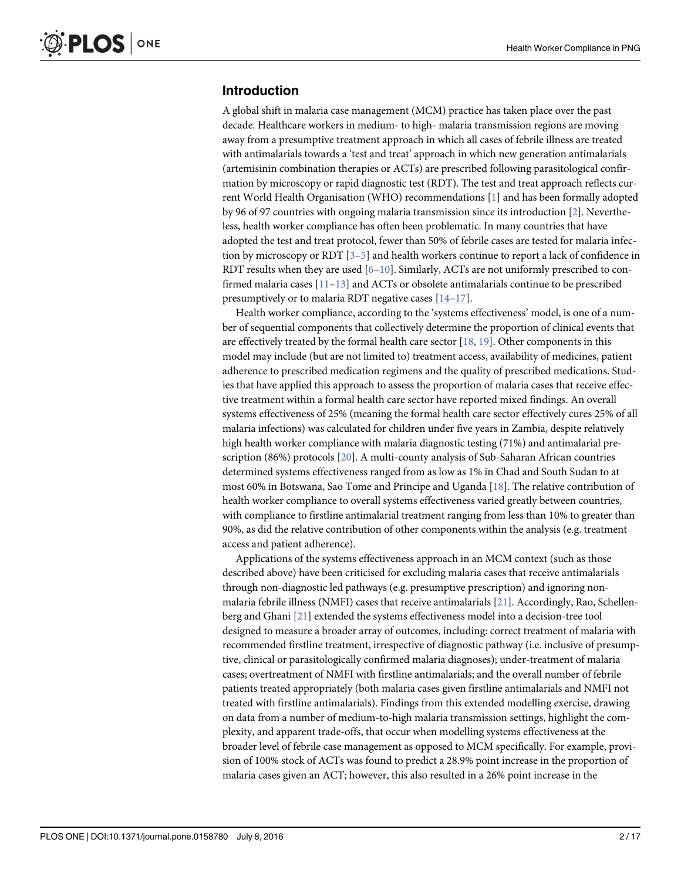## Introduction

A global shift in malaria case management (MCM) practice has taken place over the past decade. Healthcare workers in medium- to high- malaria transmission regions are moving away from a presumptive treatment approach in which all cases of febrile illness are treated with antimalarials towards a 'test and treat' approach in which new generation antimalarials (artemisinin combination therapies or ACTs) are prescribed following parasitological confirmation by microscopy or rapid diagnostic test (RDT). The test and treat approach reflects current World Health Organisation (WHO) recommendations [1] and has been formally adopted by 96 of 97 countries with ongoing malaria transmission since its introduction [2]. Nevertheless, health worker compliance has often been problematic. In many countries that have adopted the test and treat protocol, fewer than 50% of febrile cases are tested for malaria infection by microscopy or RDT [3–5] and health workers continue to report a lack of confidence in RDT results when they are used [6–10]. Similarly, ACTs are not uniformly prescribed to confirmed malaria cases [11–13] and ACTs or obsolete antimalarials continue to be prescribed presumptively or to malaria RDT negative cases [14–17].

Health worker compliance, according to the 'systems effectiveness' model, is one of a number of sequential components that collectively determine the proportion of clinical events that are effectively treated by the formal health care sector [18, 19]. Other components in this model may include (but are not limited to) treatment access, availability of medicines, patient adherence to prescribed medication regimens and the quality of prescribed medications. Studies that have applied this approach to assess the proportion of malaria cases that receive effective treatment within a formal health care sector have reported mixed findings. An overall systems effectiveness of 25% (meaning the formal health care sector effectively cures 25% of all malaria infections) was calculated for children under five years in Zambia, despite relatively high health worker compliance with malaria diagnostic testing (71%) and antimalarial prescription (86%) protocols [20]. A multi-county analysis of Sub-Saharan African countries determined systems effectiveness ranged from as low as 1% in Chad and South Sudan to at most 60% in Botswana, Sao Tome and Principe and Uganda [18]. The relative contribution of health worker compliance to overall systems effectiveness varied greatly between countries, with compliance to firstline antimalarial treatment ranging from less than 10% to greater than 90%, as did the relative contribution of other components within the analysis (e.g. treatment access and patient adherence).

Applications of the systems effectiveness approach in an MCM context (such as those described above) have been criticised for excluding malaria cases that receive antimalarials through non-diagnostic led pathways (e.g. presumptive prescription) and ignoring non-malaria febrile illness (NMFI) cases that receive antimalarials [21]. Accordingly, Rao, Schellenberg and Ghani [21] extended the systems effectiveness model into a decision-tree tool designed to measure a broader array of outcomes, including: correct treatment of malaria with recommended firstline treatment, irrespective of diagnostic pathway (i.e. inclusive of presumptive, clinical or parasitologically confirmed malaria diagnoses); under-treatment of malaria cases; overtreatment of NMFI with firstline antimalarials; and the overall number of febrile patients treated appropriately (both malaria cases given firstline antimalarials and NMFI not treated with firstline antimalarials). Findings from this extended modelling exercise, drawing on data from a number of medium-to-high malaria transmission settings, highlight the complexity, and apparent trade-offs, that occur when modelling systems effectiveness at the broader level of febrile case management as opposed to MCM specifically. For example, provision of 100% stock of ACTs was found to predict a 28.9% point increase in the proportion of malaria cases given an ACT; however, this also resulted in a 26% point increase in the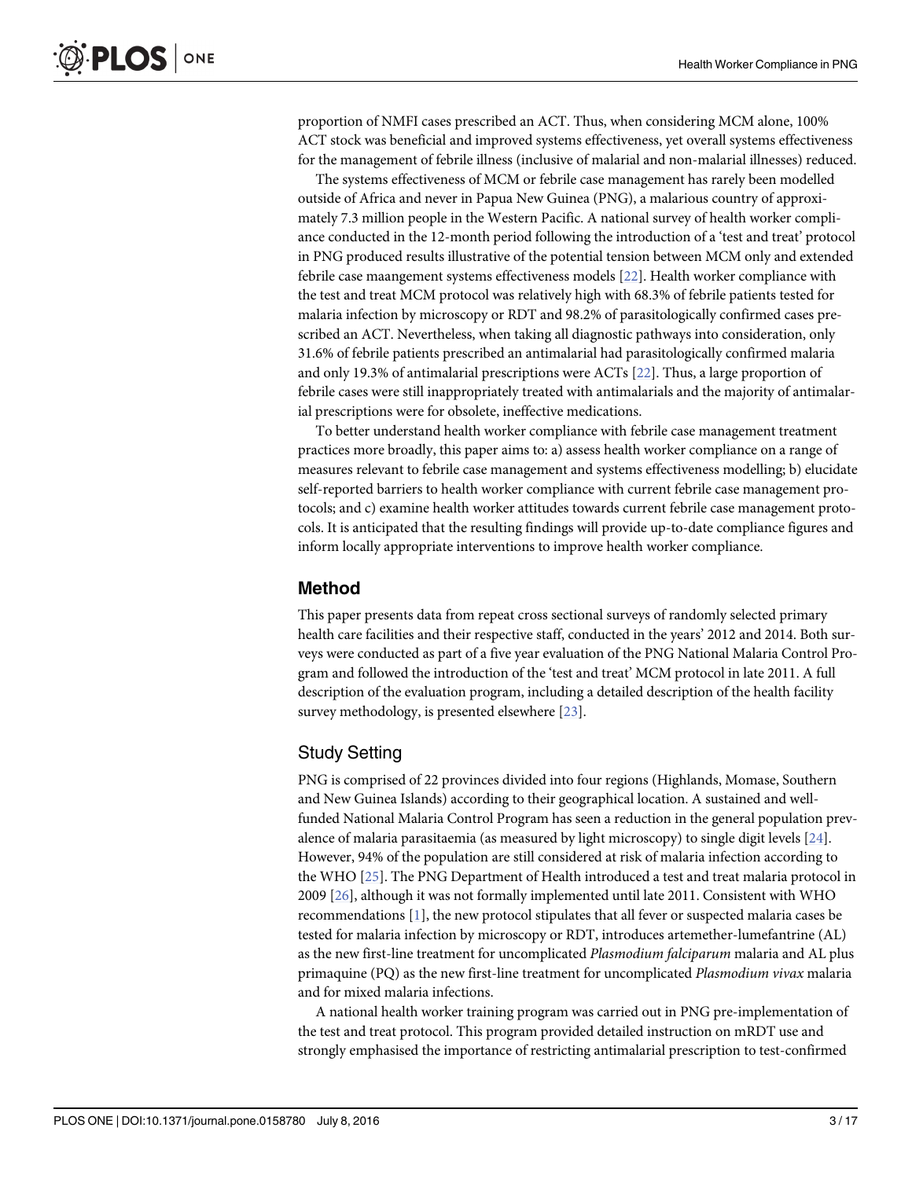proportion of NMFI cases prescribed an ACT. Thus, when considering MCM alone, 100% ACT stock was beneficial and improved systems effectiveness, yet overall systems effectiveness for the management of febrile illness (inclusive of malarial and non-malarial illnesses) reduced.

The systems effectiveness of MCM or febrile case management has rarely been modelled outside of Africa and never in Papua New Guinea (PNG), a malarious country of approximately 7.3 million people in the Western Pacific. A national survey of health worker compliance conducted in the 12-month period following the introduction of a 'test and treat' protocol in PNG produced results illustrative of the potential tension between MCM only and extended febrile case maangement systems effectiveness models [22]. Health worker compliance with the test and treat MCM protocol was relatively high with 68.3% of febrile patients tested for malaria infection by microscopy or RDT and 98.2% of parasitologically confirmed cases prescribed an ACT. Nevertheless, when taking all diagnostic pathways into consideration, only 31.6% of febrile patients prescribed an antimalarial had parasitologically confirmed malaria and only 19.3% of antimalarial prescriptions were ACTs [22]. Thus, a large proportion of febrile cases were still inappropriately treated with antimalarials and the majority of antimalarial prescriptions were for obsolete, ineffective medications.

To better understand health worker compliance with febrile case management treatment practices more broadly, this paper aims to: a) assess health worker compliance on a range of measures relevant to febrile case management and systems effectiveness modelling; b) elucidate self-reported barriers to health worker compliance with current febrile case management protocols; and c) examine health worker attitudes towards current febrile case management protocols. It is anticipated that the resulting findings will provide up-to-date compliance figures and inform locally appropriate interventions to improve health worker compliance.

## Method

This paper presents data from repeat cross sectional surveys of randomly selected primary health care facilities and their respective staff, conducted in the years' 2012 and 2014. Both surveys were conducted as part of a five year evaluation of the PNG National Malaria Control Program and followed the introduction of the 'test and treat' MCM protocol in late 2011. A full description of the evaluation program, including a detailed description of the health facility survey methodology, is presented elsewhere [23].

### Study Setting

PNG is comprised of 22 provinces divided into four regions (Highlands, Momase, Southern and New Guinea Islands) according to their geographical location. A sustained and well-funded National Malaria Control Program has seen a reduction in the general population prevalence of malaria parasitaemia (as measured by light microscopy) to single digit levels [24]. However, 94% of the population are still considered at risk of malaria infection according to the WHO [25]. The PNG Department of Health introduced a test and treat malaria protocol in 2009 [26], although it was not formally implemented until late 2011. Consistent with WHO recommendations [1], the new protocol stipulates that all fever or suspected malaria cases be tested for malaria infection by microscopy or RDT, introduces artemether-lumefantrine (AL) as the new first-line treatment for uncomplicated *Plasmodium falciparum* malaria and AL plus primaquine (PQ) as the new first-line treatment for uncomplicated *Plasmodium vivax* malaria and for mixed malaria infections.

A national health worker training program was carried out in PNG pre-implementation of the test and treat protocol. This program provided detailed instruction on mRDT use and strongly emphasised the importance of restricting antimalarial prescription to test-confirmed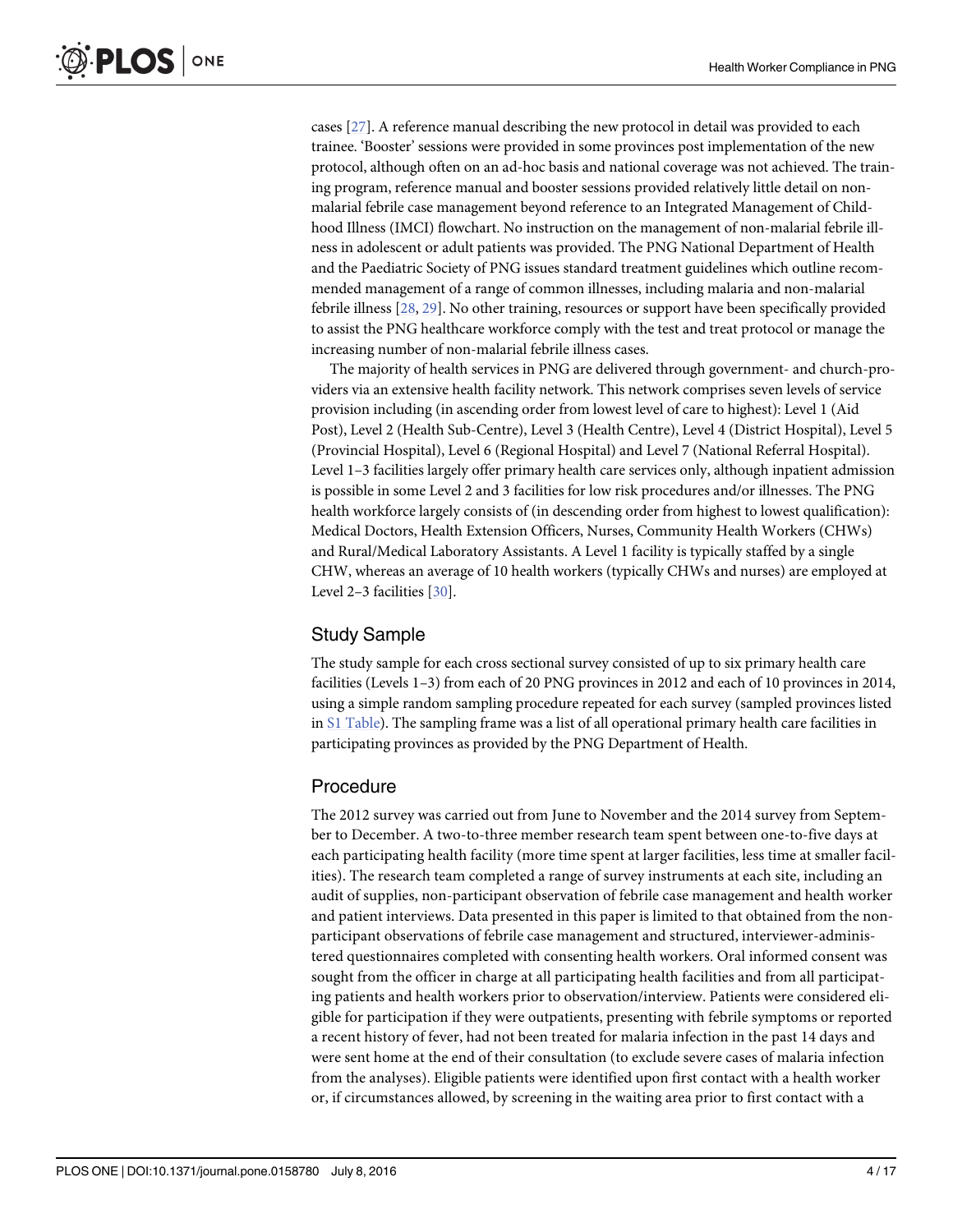cases [27]. A reference manual describing the new protocol in detail was provided to each trainee. 'Booster' sessions were provided in some provinces post implementation of the new protocol, although often on an ad-hoc basis and national coverage was not achieved. The training program, reference manual and booster sessions provided relatively little detail on non-malarial febrile case management beyond reference to an Integrated Management of Childhood Illness (IMCI) flowchart. No instruction on the management of non-malarial febrile illness in adolescent or adult patients was provided. The PNG National Department of Health and the Paediatric Society of PNG issues standard treatment guidelines which outline recommended management of a range of common illnesses, including malaria and non-malarial febrile illness [28, 29]. No other training, resources or support have been specifically provided to assist the PNG healthcare workforce comply with the test and treat protocol or manage the increasing number of non-malarial febrile illness cases.

The majority of health services in PNG are delivered through government- and church-providers via an extensive health facility network. This network comprises seven levels of service provision including (in ascending order from lowest level of care to highest): Level 1 (Aid Post), Level 2 (Health Sub-Centre), Level 3 (Health Centre), Level 4 (District Hospital), Level 5 (Provincial Hospital), Level 6 (Regional Hospital) and Level 7 (National Referral Hospital). Level 1–3 facilities largely offer primary health care services only, although inpatient admission is possible in some Level 2 and 3 facilities for low risk procedures and/or illnesses. The PNG health workforce largely consists of (in descending order from highest to lowest qualification): Medical Doctors, Health Extension Officers, Nurses, Community Health Workers (CHWs) and Rural/Medical Laboratory Assistants. A Level 1 facility is typically staffed by a single CHW, whereas an average of 10 health workers (typically CHWs and nurses) are employed at Level 2–3 facilities [30].

## Study Sample

The study sample for each cross sectional survey consisted of up to six primary health care facilities (Levels 1–3) from each of 20 PNG provinces in 2012 and each of 10 provinces in 2014, using a simple random sampling procedure repeated for each survey (sampled provinces listed in S1 Table). The sampling frame was a list of all operational primary health care facilities in participating provinces as provided by the PNG Department of Health.

## Procedure

The 2012 survey was carried out from June to November and the 2014 survey from September to December. A two-to-three member research team spent between one-to-five days at each participating health facility (more time spent at larger facilities, less time at smaller facilities). The research team completed a range of survey instruments at each site, including an audit of supplies, non-participant observation of febrile case management and health worker and patient interviews. Data presented in this paper is limited to that obtained from the non-participant observations of febrile case management and structured, interviewer-administered questionnaires completed with consenting health workers. Oral informed consent was sought from the officer in charge at all participating health facilities and from all participating patients and health workers prior to observation/interview. Patients were considered eligible for participation if they were outpatients, presenting with febrile symptoms or reported a recent history of fever, had not been treated for malaria infection in the past 14 days and were sent home at the end of their consultation (to exclude severe cases of malaria infection from the analyses). Eligible patients were identified upon first contact with a health worker or, if circumstances allowed, by screening in the waiting area prior to first contact with a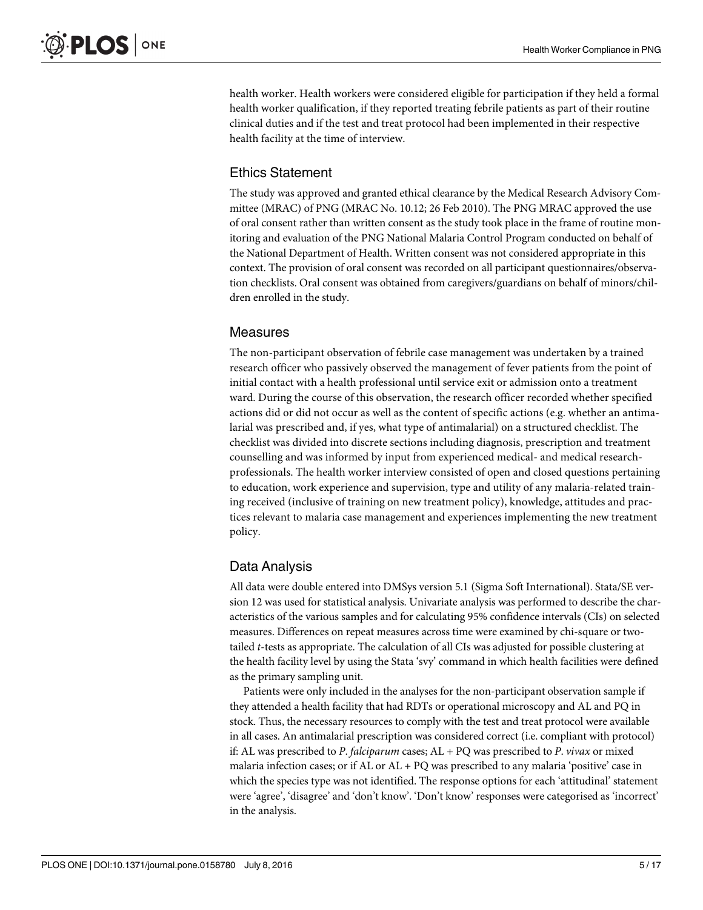health worker. Health workers were considered eligible for participation if they held a formal health worker qualification, if they reported treating febrile patients as part of their routine clinical duties and if the test and treat protocol had been implemented in their respective health facility at the time of interview.

## Ethics Statement

The study was approved and granted ethical clearance by the Medical Research Advisory Committee (MRAC) of PNG (MRAC No. 10.12; 26 Feb 2010). The PNG MRAC approved the use of oral consent rather than written consent as the study took place in the frame of routine monitoring and evaluation of the PNG National Malaria Control Program conducted on behalf of the National Department of Health. Written consent was not considered appropriate in this context. The provision of oral consent was recorded on all participant questionnaires/observation checklists. Oral consent was obtained from caregivers/guardians on behalf of minors/children enrolled in the study.

## Measures

The non-participant observation of febrile case management was undertaken by a trained research officer who passively observed the management of fever patients from the point of initial contact with a health professional until service exit or admission onto a treatment ward. During the course of this observation, the research officer recorded whether specified actions did or did not occur as well as the content of specific actions (e.g. whether an antimalarial was prescribed and, if yes, what type of antimalarial) on a structured checklist. The checklist was divided into discrete sections including diagnosis, prescription and treatment counselling and was informed by input from experienced medical- and medical research-professionals. The health worker interview consisted of open and closed questions pertaining to education, work experience and supervision, type and utility of any malaria-related training received (inclusive of training on new treatment policy), knowledge, attitudes and practices relevant to malaria case management and experiences implementing the new treatment policy.

## Data Analysis

All data were double entered into DMSys version 5.1 (Sigma Soft International). Stata/SE version 12 was used for statistical analysis. Univariate analysis was performed to describe the characteristics of the various samples and for calculating 95% confidence intervals (CIs) on selected measures. Differences on repeat measures across time were examined by chi-square or two-tailed *t*-tests as appropriate. The calculation of all CIs was adjusted for possible clustering at the health facility level by using the Stata 'svy' command in which health facilities were defined as the primary sampling unit.

Patients were only included in the analyses for the non-participant observation sample if they attended a health facility that had RDTs or operational microscopy and AL and PQ in stock. Thus, the necessary resources to comply with the test and treat protocol were available in all cases. An antimalarial prescription was considered correct (i.e. compliant with protocol) if: AL was prescribed to *P. falciparum* cases; AL + PQ was prescribed to *P. vivax* or mixed malaria infection cases; or if AL or AL + PQ was prescribed to any malaria 'positive' case in which the species type was not identified. The response options for each 'attitudinal' statement were 'agree', 'disagree' and 'don't know'. 'Don't know' responses were categorised as 'incorrect' in the analysis.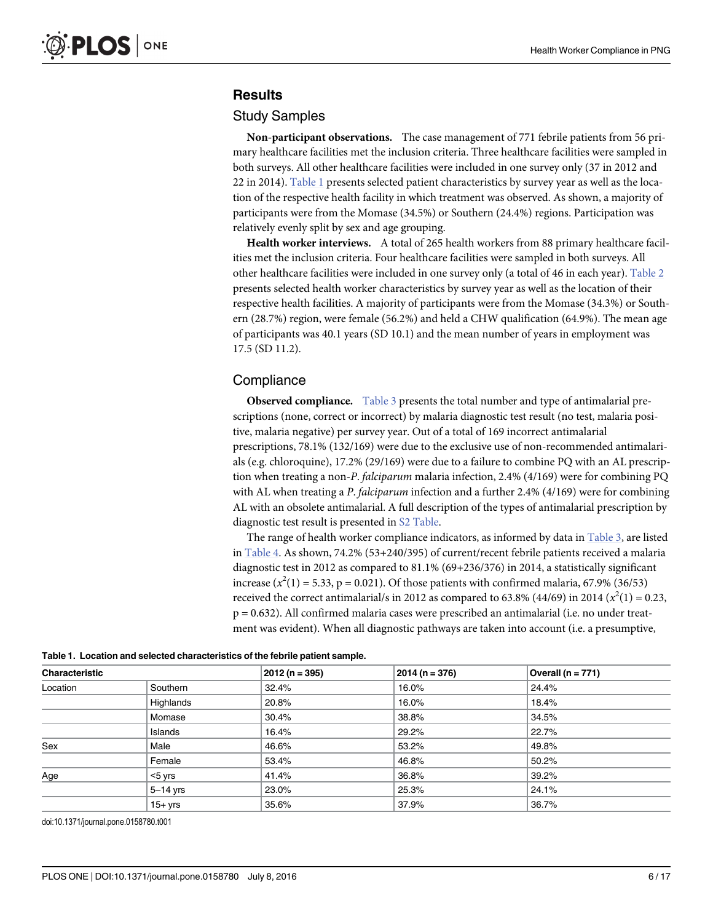## Results

### Study Samples

**Non-participant observations.** The case management of 771 febrile patients from 56 primary healthcare facilities met the inclusion criteria. Three healthcare facilities were sampled in both surveys. All other healthcare facilities were included in one survey only (37 in 2012 and 22 in 2014). Table 1 presents selected patient characteristics by survey year as well as the location of the respective health facility in which treatment was observed. As shown, a majority of participants were from the Momase (34.5%) or Southern (24.4%) regions. Participation was relatively evenly split by sex and age grouping.

**Health worker interviews.** A total of 265 health workers from 88 primary healthcare facilities met the inclusion criteria. Four healthcare facilities were sampled in both surveys. All other healthcare facilities were included in one survey only (a total of 46 in each year). Table 2 presents selected health worker characteristics by survey year as well as the location of their respective health facilities. A majority of participants were from the Momase (34.3%) or Southern (28.7%) region, were female (56.2%) and held a CHW qualification (64.9%). The mean age of participants was 40.1 years (SD 10.1) and the mean number of years in employment was 17.5 (SD 11.2).

### Compliance

**Observed compliance.** Table 3 presents the total number and type of antimalarial prescriptions (none, correct or incorrect) by malaria diagnostic test result (no test, malaria positive, malaria negative) per survey year. Out of a total of 169 incorrect antimalarial prescriptions, 78.1% (132/169) were due to the exclusive use of non-recommended antimalarials (e.g. chloroquine), 17.2% (29/169) were due to a failure to combine PQ with an AL prescription when treating a non-*P*. *falciparum* malaria infection, 2.4% (4/169) were for combining PQ with AL when treating a *P*. *falciparum* infection and a further 2.4% (4/169) were for combining AL with an obsolete antimalarial. A full description of the types of antimalarial prescription by diagnostic test result is presented in S2 Table.

The range of health worker compliance indicators, as informed by data in Table 3, are listed in Table 4. As shown, 74.2% (53+240/395) of current/recent febrile patients received a malaria diagnostic test in 2012 as compared to 81.1% (69+236/376) in 2014, a statistically significant increase ($x^2(1) = 5.33$, $p = 0.021$). Of those patients with confirmed malaria, 67.9% (36/53) received the correct antimalarial/s in 2012 as compared to 63.8% (44/69) in 2014 ($x^2(1) = 0.23$, $p = 0.632$). All confirmed malaria cases were prescribed an antimalarial (i.e. no under treatment was evident). When all diagnostic pathways are taken into account (i.e. a presumptive,

**Table 1. Location and selected characteristics of the febrile patient sample.**

| Characteristic | | 2012 (n = 395) | 2014 (n = 376) | Overall (n = 771) |
|---|---|---|---|---|
| Location | Southern | 32.4% | 16.0% | 24.4% |
| | Highlands | 20.8% | 16.0% | 18.4% |
| | Momase | 30.4% | 38.8% | 34.5% |
| | Islands | 16.4% | 29.2% | 22.7% |
| Sex | Male | 46.6% | 53.2% | 49.8% |
| | Female | 53.4% | 46.8% | 50.2% |
| Age | <5 yrs | 41.4% | 36.8% | 39.2% |
| | 5–14 yrs | 23.0% | 25.3% | 24.1% |
| | 15+ yrs | 35.6% | 37.9% | 36.7% |

doi:10.1371/journal.pone.0158780.t001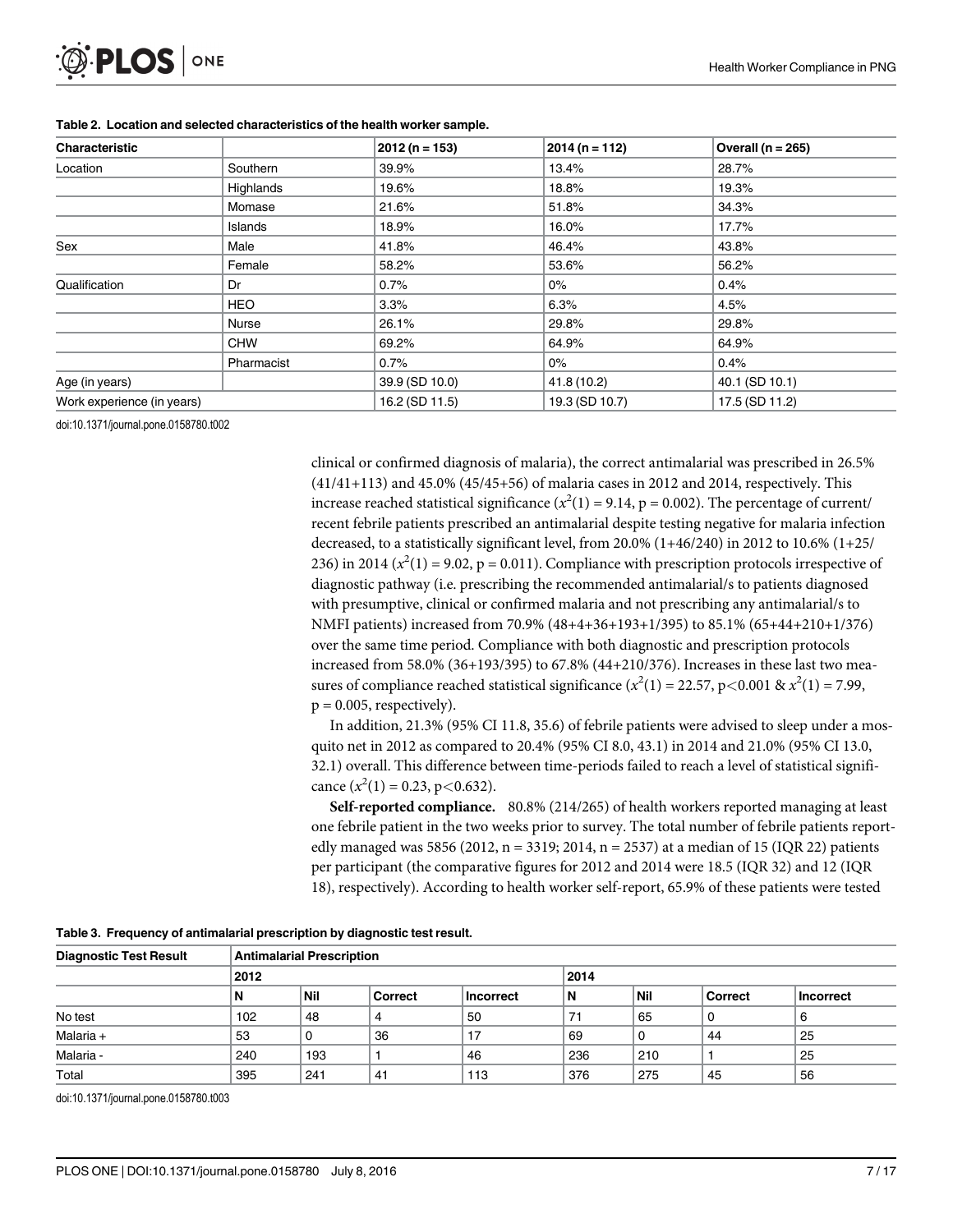**Table 2. Location and selected characteristics of the health worker sample.**

| Characteristic | | 2012 (n = 153) | 2014 (n = 112) | Overall (n = 265) |
|---|---|---|---|---|
| Location | Southern | 39.9% | 13.4% | 28.7% |
| | Highlands | 19.6% | 18.8% | 19.3% |
| | Momase | 21.6% | 51.8% | 34.3% |
| | Islands | 18.9% | 16.0% | 17.7% |
| Sex | Male | 41.8% | 46.4% | 43.8% |
| | Female | 58.2% | 53.6% | 56.2% |
| Qualification | Dr | 0.7% | 0% | 0.4% |
| | HEO | 3.3% | 6.3% | 4.5% |
| | Nurse | 26.1% | 29.8% | 29.8% |
| | CHW | 69.2% | 64.9% | 64.9% |
| | Pharmacist | 0.7% | 0% | 0.4% |
| Age (in years) | | 39.9 (SD 10.0) | 41.8 (10.2) | 40.1 (SD 10.1) |
| Work experience (in years) | | 16.2 (SD 11.5) | 19.3 (SD 10.7) | 17.5 (SD 11.2) |

doi:10.1371/journal.pone.0158780.t002

clinical or confirmed diagnosis of malaria), the correct antimalarial was prescribed in 26.5% (41/41+113) and 45.0% (45/45+56) of malaria cases in 2012 and 2014, respectively. This increase reached statistical significance ($x^2(1) = 9.14$, $p = 0.002$). The percentage of current/recent febrile patients prescribed an antimalarial despite testing negative for malaria infection decreased, to a statistically significant level, from 20.0% (1+46/240) in 2012 to 10.6% (1+25/236) in 2014 ($x^2(1) = 9.02$, $p = 0.011$). Compliance with prescription protocols irrespective of diagnostic pathway (i.e. prescribing the recommended antimalarial/s to patients diagnosed with presumptive, clinical or confirmed malaria and not prescribing any antimalarial/s to NMFI patients) increased from 70.9% (48+4+36+193+1/395) to 85.1% (65+44+210+1/376) over the same time period. Compliance with both diagnostic and prescription protocols increased from 58.0% (36+193/395) to 67.8% (44+210/376). Increases in these last two measures of compliance reached statistical significance ($x^2(1) = 22.57$, $p<0.001$ & $x^2(1) = 7.99$, $p = 0.005$, respectively).

In addition, 21.3% (95% CI 11.8, 35.6) of febrile patients were advised to sleep under a mosquito net in 2012 as compared to 20.4% (95% CI 8.0, 43.1) in 2014 and 21.0% (95% CI 13.0, 32.1) overall. This difference between time-periods failed to reach a level of statistical significance ($x^2(1) = 0.23$, $p<0.632$).

**Self-reported compliance.** 80.8% (214/265) of health workers reported managing at least one febrile patient in the two weeks prior to survey. The total number of febrile patients reportedly managed was 5856 (2012, n = 3319; 2014, n = 2537) at a median of 15 (IQR 22) patients per participant (the comparative figures for 2012 and 2014 were 18.5 (IQR 32) and 12 (IQR 18), respectively). According to health worker self-report, 65.9% of these patients were tested

**Table 3. Frequency of antimalarial prescription by diagnostic test result.**

| Diagnostic Test Result | Antimalarial Prescription | | | | | | | |
|---|---|---|---|---|---|---|---|---|
| | 2012 | | | | 2014 | | | |
| | N | Nil | Correct | Incorrect | N | Nil | Correct | Incorrect |
| No test | 102 | 48 | 4 | 50 | 71 | 65 | 0 | 6 |
| Malaria + | 53 | 0 | 36 | 17 | 69 | 0 | 44 | 25 |
| Malaria - | 240 | 193 | 1 | 46 | 236 | 210 | 1 | 25 |
| Total | 395 | 241 | 41 | 113 | 376 | 275 | 45 | 56 |

doi:10.1371/journal.pone.0158780.t003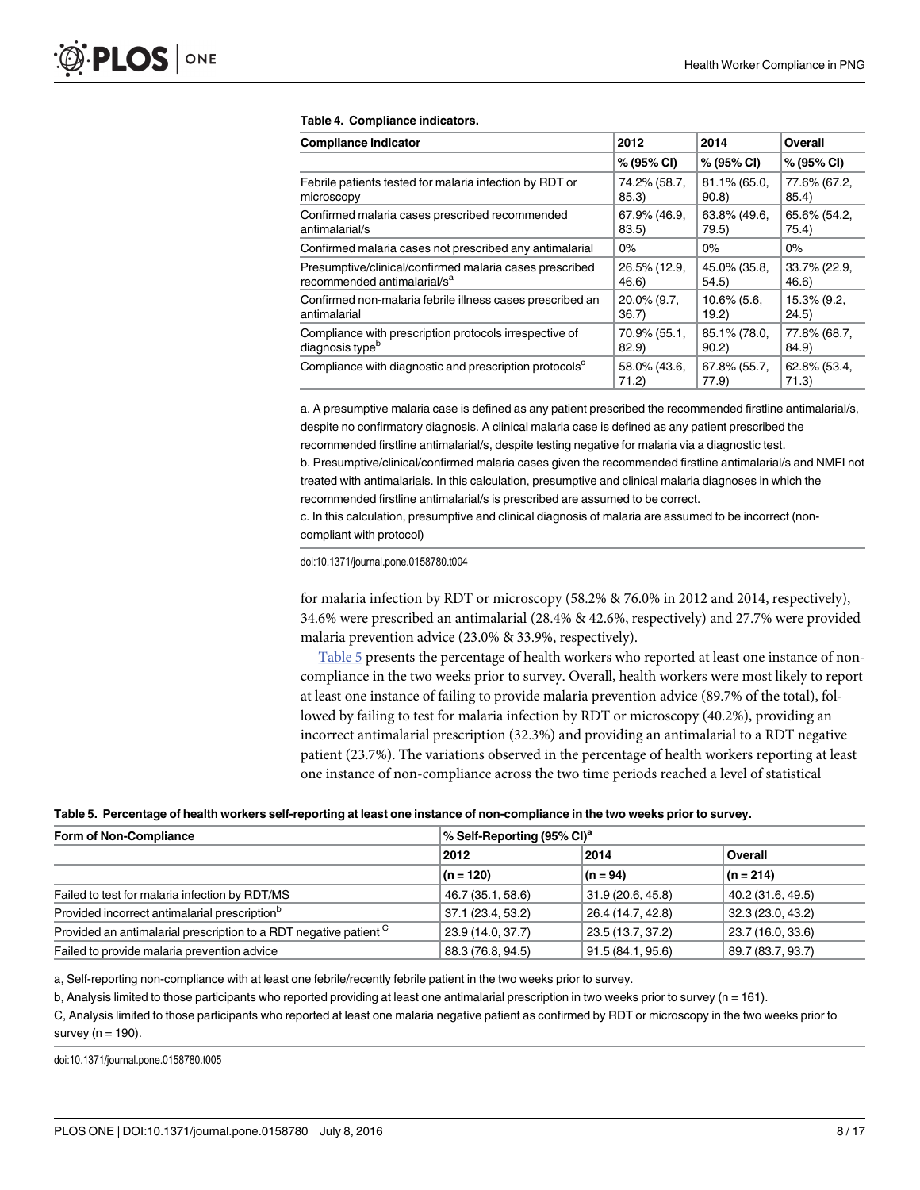**Table 4. Compliance indicators.**

| Compliance Indicator | 2012 | 2014 | Overall |
|---|---|---|---|
| | % (95% CI) | % (95% CI) | % (95% CI) |
| Febrile patients tested for malaria infection by RDT or microscopy | 74.2% (58.7, 85.3) | 81.1% (65.0, 90.8) | 77.6% (67.2, 85.4) |
| Confirmed malaria cases prescribed recommended antimalarial/s | 67.9% (46.9, 83.5) | 63.8% (49.6, 79.5) | 65.6% (54.2, 75.4) |
| Confirmed malaria cases not prescribed any antimalarial | 0% | 0% | 0% |
| Presumptive/clinical/confirmed malaria cases prescribed recommended antimalarial/s[a] | 26.5% (12.9, 46.6) | 45.0% (35.8, 54.5) | 33.7% (22.9, 46.6) |
| Confirmed non-malaria febrile illness cases prescribed an antimalarial | 20.0% (9.7, 36.7) | 10.6% (5.6, 19.2) | 15.3% (9.2, 24.5) |
| Compliance with prescription protocols irrespective of diagnosis type[b] | 70.9% (55.1, 82.9) | 85.1% (78.0, 90.2) | 77.8% (68.7, 84.9) |
| Compliance with diagnostic and prescription protocols[c] | 58.0% (43.6, 71.2) | 67.8% (55.7, 77.9) | 62.8% (53.4, 71.3) |

a. A presumptive malaria case is defined as any patient prescribed the recommended firstline antimalarial/s, despite no confirmatory diagnosis. A clinical malaria case is defined as any patient prescribed the recommended firstline antimalarial/s, despite testing negative for malaria via a diagnostic test.

b. Presumptive/clinical/confirmed malaria cases given the recommended firstline antimalarial/s and NMFI not treated with antimalarials. In this calculation, presumptive and clinical malaria diagnoses in which the recommended firstline antimalarial/s is prescribed are assumed to be correct.

c. In this calculation, presumptive and clinical diagnosis of malaria are assumed to be incorrect (non-compliant with protocol)

doi:10.1371/journal.pone.0158780.t004

for malaria infection by RDT or microscopy (58.2% & 76.0% in 2012 and 2014, respectively), 34.6% were prescribed an antimalarial (28.4% & 42.6%, respectively) and 27.7% were provided malaria prevention advice (23.0% & 33.9%, respectively).

Table 5 presents the percentage of health workers who reported at least one instance of non-compliance in the two weeks prior to survey. Overall, health workers were most likely to report at least one instance of failing to provide malaria prevention advice (89.7% of the total), followed by failing to test for malaria infection by RDT or microscopy (40.2%), providing an incorrect antimalarial prescription (32.3%) and providing an antimalarial to a RDT negative patient (23.7%). The variations observed in the percentage of health workers reporting at least one instance of non-compliance across the two time periods reached a level of statistical

**Table 5. Percentage of health workers self-reporting at least one instance of non-compliance in the two weeks prior to survey.**

| Form of Non-Compliance | % Self-Reporting (95% CI)[a] | | |
|---|---|---|---|
| | 2012 | 2014 | Overall |
| | (n = 120) | (n = 94) | (n = 214) |
| Failed to test for malaria infection by RDT/MS | 46.7 (35.1, 58.6) | 31.9 (20.6, 45.8) | 40.2 (31.6, 49.5) |
| Provided incorrect antimalarial prescription[b] | 37.1 (23.4, 53.2) | 26.4 (14.7, 42.8) | 32.3 (23.0, 43.2) |
| Provided an antimalarial prescription to a RDT negative patient [C] | 23.9 (14.0, 37.7) | 23.5 (13.7, 37.2) | 23.7 (16.0, 33.6) |
| Failed to provide malaria prevention advice | 88.3 (76.8, 94.5) | 91.5 (84.1, 95.6) | 89.7 (83.7, 93.7) |

a, Self-reporting non-compliance with at least one febrile/recently febrile patient in the two weeks prior to survey.

b, Analysis limited to those participants who reported providing at least one antimalarial prescription in two weeks prior to survey (n = 161).

C, Analysis limited to those participants who reported at least one malaria negative patient as confirmed by RDT or microscopy in the two weeks prior to survey (n = 190).

doi:10.1371/journal.pone.0158780.t005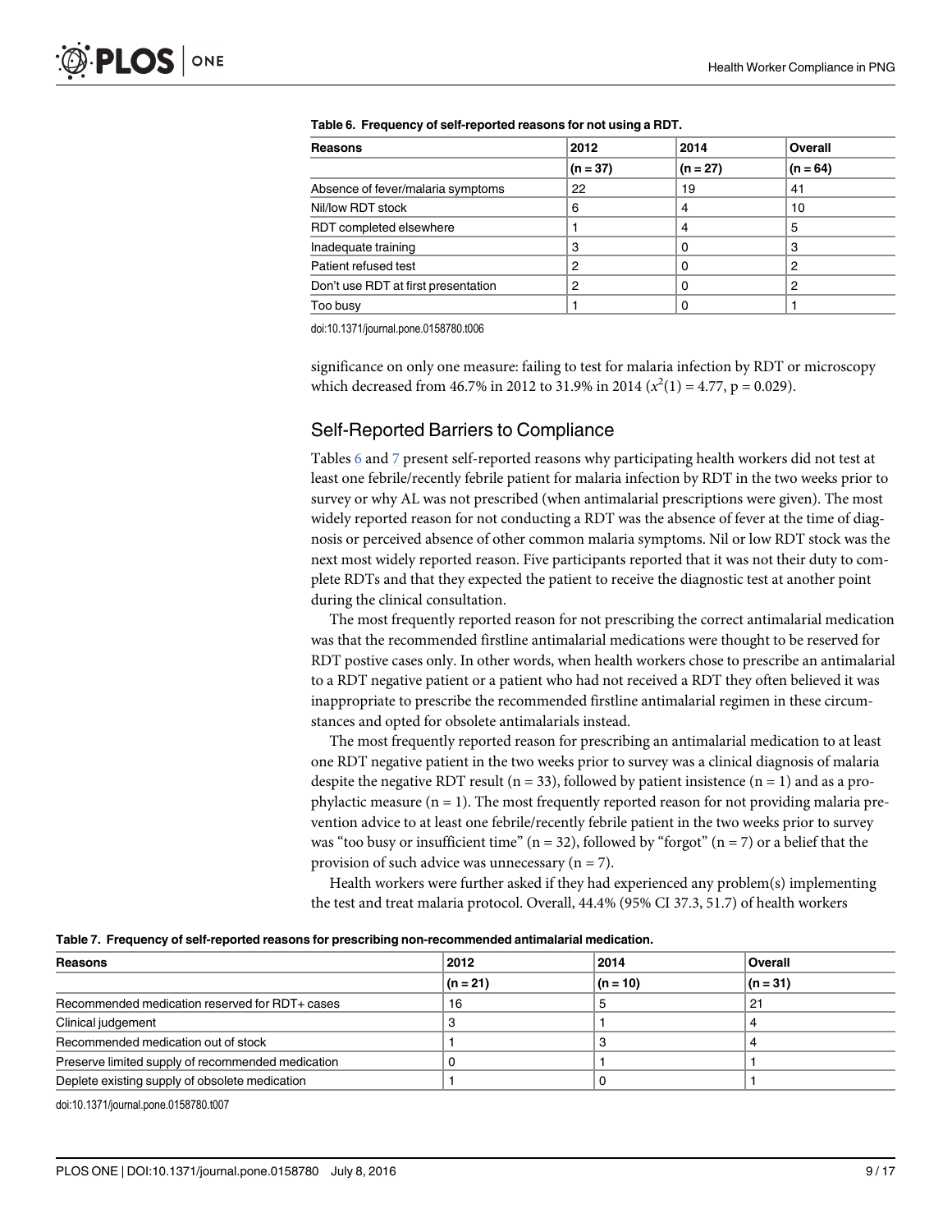Table 6. Frequency of self-reported reasons for not using a RDT.

| Reasons | 2012 | 2014 | Overall |
|---|---|---|---|
| | (n = 37) | (n = 27) | (n = 64) |
| Absence of fever/malaria symptoms | 22 | 19 | 41 |
| Nil/low RDT stock | 6 | 4 | 10 |
| RDT completed elsewhere | 1 | 4 | 5 |
| Inadequate training | 3 | 0 | 3 |
| Patient refused test | 2 | 0 | 2 |
| Don't use RDT at first presentation | 2 | 0 | 2 |
| Too busy | 1 | 0 | 1 |

doi:10.1371/journal.pone.0158780.t006

significance on only one measure: failing to test for malaria infection by RDT or microscopy which decreased from 46.7% in 2012 to 31.9% in 2014 ($x^2(1) = 4.77$, $p = 0.029$).

## Self-Reported Barriers to Compliance

Tables 6 and 7 present self-reported reasons why participating health workers did not test at least one febrile/recently febrile patient for malaria infection by RDT in the two weeks prior to survey or why AL was not prescribed (when antimalarial prescriptions were given). The most widely reported reason for not conducting a RDT was the absence of fever at the time of diagnosis or perceived absence of other common malaria symptoms. Nil or low RDT stock was the next most widely reported reason. Five participants reported that it was not their duty to complete RDTs and that they expected the patient to receive the diagnostic test at another point during the clinical consultation.

The most frequently reported reason for not prescribing the correct antimalarial medication was that the recommended firstline antimalarial medications were thought to be reserved for RDT postive cases only. In other words, when health workers chose to prescribe an antimalarial to a RDT negative patient or a patient who had not received a RDT they often believed it was inappropriate to prescribe the recommended firstline antimalarial regimen in these circumstances and opted for obsolete antimalarials instead.

The most frequently reported reason for prescribing an antimalarial medication to at least one RDT negative patient in the two weeks prior to survey was a clinical diagnosis of malaria despite the negative RDT result (n = 33), followed by patient insistence (n = 1) and as a prophylactic measure (n = 1). The most frequently reported reason for not providing malaria prevention advice to at least one febrile/recently febrile patient in the two weeks prior to survey was "too busy or insufficient time" (n = 32), followed by "forgot" (n = 7) or a belief that the provision of such advice was unnecessary (n = 7).

Health workers were further asked if they had experienced any problem(s) implementing the test and treat malaria protocol. Overall, 44.4% (95% CI 37.3, 51.7) of health workers

Table 7. Frequency of self-reported reasons for prescribing non-recommended antimalarial medication.

| Reasons | 2012 | 2014 | Overall |
|---|---|---|---|
| | (n = 21) | (n = 10) | (n = 31) |
| Recommended medication reserved for RDT+ cases | 16 | 5 | 21 |
| Clinical judgement | 3 | 1 | 4 |
| Recommended medication out of stock | 1 | 3 | 4 |
| Preserve limited supply of recommended medication | 0 | 1 | 1 |
| Deplete existing supply of obsolete medication | 1 | 0 | 1 |

doi:10.1371/journal.pone.0158780.t007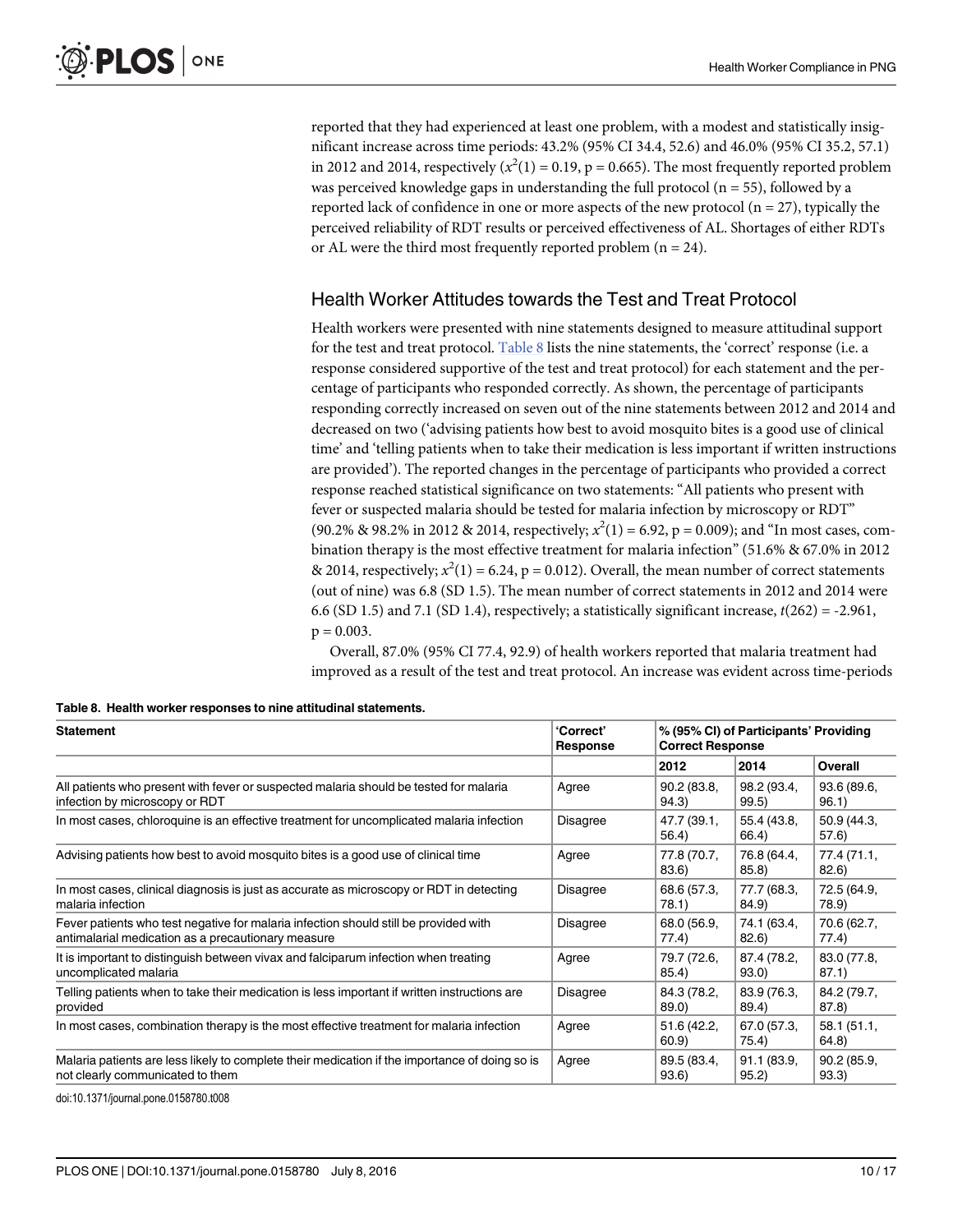reported that they had experienced at least one problem, with a modest and statistically insignificant increase across time periods: 43.2% (95% CI 34.4, 52.6) and 46.0% (95% CI 35.2, 57.1) in 2012 and 2014, respectively ($x^2(1) = 0.19$, p = 0.665). The most frequently reported problem was perceived knowledge gaps in understanding the full protocol (n = 55), followed by a reported lack of confidence in one or more aspects of the new protocol (n = 27), typically the perceived reliability of RDT results or perceived effectiveness of AL. Shortages of either RDTs or AL were the third most frequently reported problem (n = 24).

## Health Worker Attitudes towards the Test and Treat Protocol

Health workers were presented with nine statements designed to measure attitudinal support for the test and treat protocol. Table 8 lists the nine statements, the 'correct' response (i.e. a response considered supportive of the test and treat protocol) for each statement and the percentage of participants who responded correctly. As shown, the percentage of participants responding correctly increased on seven out of the nine statements between 2012 and 2014 and decreased on two ('advising patients how best to avoid mosquito bites is a good use of clinical time' and 'telling patients when to take their medication is less important if written instructions are provided'). The reported changes in the percentage of participants who provided a correct response reached statistical significance on two statements: "All patients who present with fever or suspected malaria should be tested for malaria infection by microscopy or RDT" (90.2% & 98.2% in 2012 & 2014, respectively; $x^2(1) = 6.92$, p = 0.009); and "In most cases, combination therapy is the most effective treatment for malaria infection" (51.6% & 67.0% in 2012 & 2014, respectively; $x^2(1) = 6.24$, p = 0.012). Overall, the mean number of correct statements (out of nine) was 6.8 (SD 1.5). The mean number of correct statements in 2012 and 2014 were 6.6 (SD 1.5) and 7.1 (SD 1.4), respectively; a statistically significant increase, $t(262) = -2.961$, p = 0.003.

Overall, 87.0% (95% CI 77.4, 92.9) of health workers reported that malaria treatment had improved as a result of the test and treat protocol. An increase was evident across time-periods

**Table 8. Health worker responses to nine attitudinal statements.**

| Statement | 'Correct' Response | % (95% CI) of Participants' Providing Correct Response | | |
|---|---|---|---|---|
| | | 2012 | 2014 | Overall |
| All patients who present with fever or suspected malaria should be tested for malaria infection by microscopy or RDT | Agree | 90.2 (83.8, 94.3) | 98.2 (93.4, 99.5) | 93.6 (89.6, 96.1) |
| In most cases, chloroquine is an effective treatment for uncomplicated malaria infection | Disagree | 47.7 (39.1, 56.4) | 55.4 (43.8, 66.4) | 50.9 (44.3, 57.6) |
| Advising patients how best to avoid mosquito bites is a good use of clinical time | Agree | 77.8 (70.7, 83.6) | 76.8 (64.4, 85.8) | 77.4 (71.1, 82.6) |
| In most cases, clinical diagnosis is just as accurate as microscopy or RDT in detecting malaria infection | Disagree | 68.6 (57.3, 78.1) | 77.7 (68.3, 84.9) | 72.5 (64.9, 78.9) |
| Fever patients who test negative for malaria infection should still be provided with antimalarial medication as a precautionary measure | Disagree | 68.0 (56.9, 77.4) | 74.1 (63.4, 82.6) | 70.6 (62.7, 77.4) |
| It is important to distinguish between vivax and falciparum infection when treating uncomplicated malaria | Agree | 79.7 (72.6, 85.4) | 87.4 (78.2, 93.0) | 83.0 (77.8, 87.1) |
| Telling patients when to take their medication is less important if written instructions are provided | Disagree | 84.3 (78.2, 89.0) | 83.9 (76.3, 89.4) | 84.2 (79.7, 87.8) |
| In most cases, combination therapy is the most effective treatment for malaria infection | Agree | 51.6 (42.2, 60.9) | 67.0 (57.3, 75.4) | 58.1 (51.1, 64.8) |
| Malaria patients are less likely to complete their medication if the importance of doing so is not clearly communicated to them | Agree | 89.5 (83.4, 93.6) | 91.1 (83.9, 95.2) | 90.2 (85.9, 93.3) |

doi:10.1371/journal.pone.0158780.t008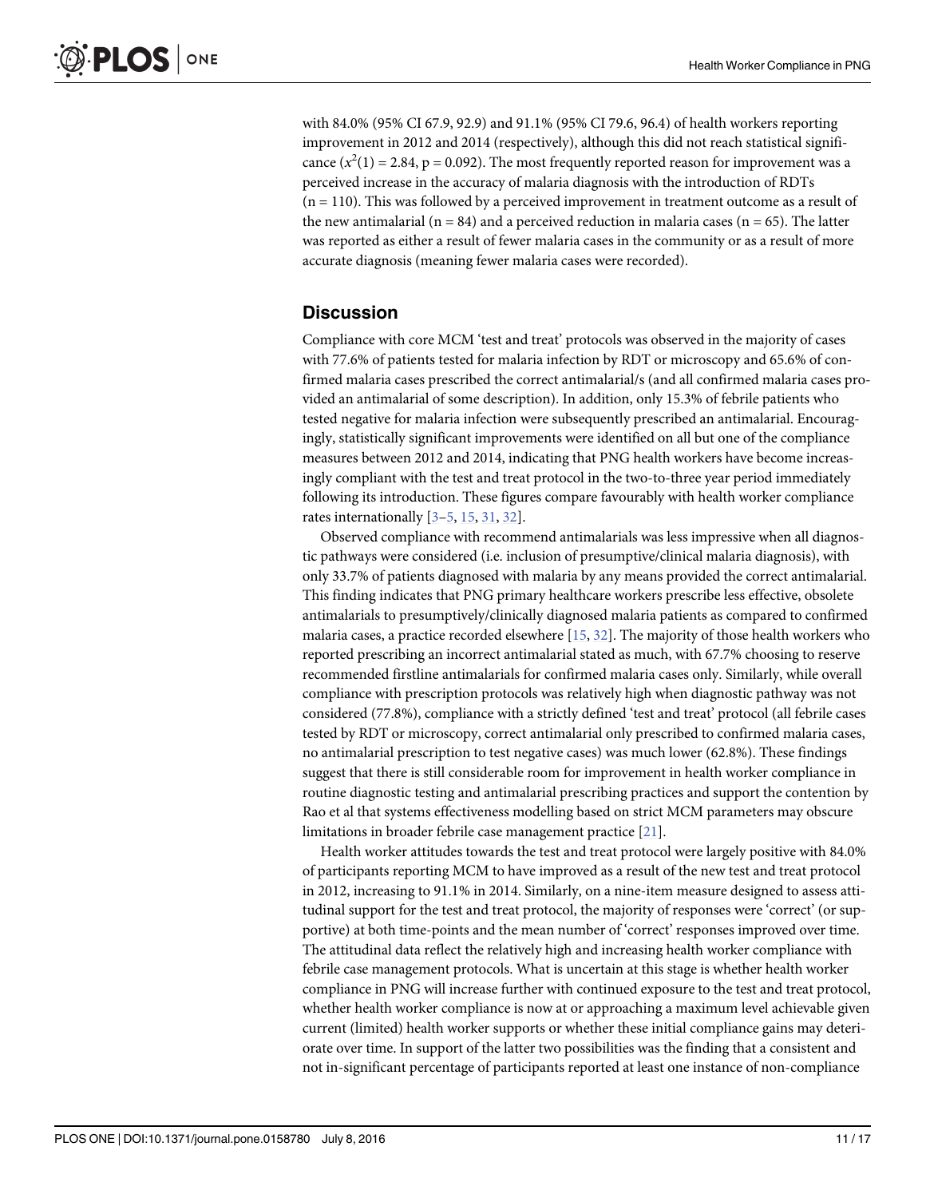with 84.0% (95% CI 67.9, 92.9) and 91.1% (95% CI 79.6, 96.4) of health workers reporting improvement in 2012 and 2014 (respectively), although this did not reach statistical significance ($x^2(1) = 2.84$, $p = 0.092$). The most frequently reported reason for improvement was a perceived increase in the accuracy of malaria diagnosis with the introduction of RDTs (n = 110). This was followed by a perceived improvement in treatment outcome as a result of the new antimalarial (n = 84) and a perceived reduction in malaria cases (n = 65). The latter was reported as either a result of fewer malaria cases in the community or as a result of more accurate diagnosis (meaning fewer malaria cases were recorded).

## Discussion

Compliance with core MCM 'test and treat' protocols was observed in the majority of cases with 77.6% of patients tested for malaria infection by RDT or microscopy and 65.6% of confirmed malaria cases prescribed the correct antimalarial/s (and all confirmed malaria cases provided an antimalarial of some description). In addition, only 15.3% of febrile patients who tested negative for malaria infection were subsequently prescribed an antimalarial. Encouragingly, statistically significant improvements were identified on all but one of the compliance measures between 2012 and 2014, indicating that PNG health workers have become increasingly compliant with the test and treat protocol in the two-to-three year period immediately following its introduction. These figures compare favourably with health worker compliance rates internationally [3–5, 15, 31, 32].

Observed compliance with recommend antimalarials was less impressive when all diagnostic pathways were considered (i.e. inclusion of presumptive/clinical malaria diagnosis), with only 33.7% of patients diagnosed with malaria by any means provided the correct antimalarial. This finding indicates that PNG primary healthcare workers prescribe less effective, obsolete antimalarials to presumptively/clinically diagnosed malaria patients as compared to confirmed malaria cases, a practice recorded elsewhere [15, 32]. The majority of those health workers who reported prescribing an incorrect antimalarial stated as much, with 67.7% choosing to reserve recommended firstline antimalarials for confirmed malaria cases only. Similarly, while overall compliance with prescription protocols was relatively high when diagnostic pathway was not considered (77.8%), compliance with a strictly defined 'test and treat' protocol (all febrile cases tested by RDT or microscopy, correct antimalarial only prescribed to confirmed malaria cases, no antimalarial prescription to test negative cases) was much lower (62.8%). These findings suggest that there is still considerable room for improvement in health worker compliance in routine diagnostic testing and antimalarial prescribing practices and support the contention by Rao et al that systems effectiveness modelling based on strict MCM parameters may obscure limitations in broader febrile case management practice [21].

Health worker attitudes towards the test and treat protocol were largely positive with 84.0% of participants reporting MCM to have improved as a result of the new test and treat protocol in 2012, increasing to 91.1% in 2014. Similarly, on a nine-item measure designed to assess attitudinal support for the test and treat protocol, the majority of responses were 'correct' (or supportive) at both time-points and the mean number of 'correct' responses improved over time. The attitudinal data reflect the relatively high and increasing health worker compliance with febrile case management protocols. What is uncertain at this stage is whether health worker compliance in PNG will increase further with continued exposure to the test and treat protocol, whether health worker compliance is now at or approaching a maximum level achievable given current (limited) health worker supports or whether these initial compliance gains may deteriorate over time. In support of the latter two possibilities was the finding that a consistent and not in-significant percentage of participants reported at least one instance of non-compliance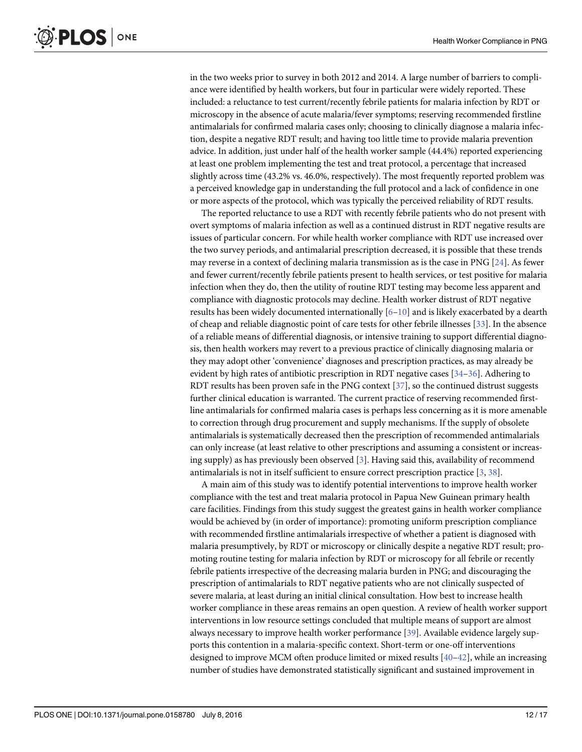in the two weeks prior to survey in both 2012 and 2014. A large number of barriers to compliance were identified by health workers, but four in particular were widely reported. These included: a reluctance to test current/recently febrile patients for malaria infection by RDT or microscopy in the absence of acute malaria/fever symptoms; reserving recommended firstline antimalarials for confirmed malaria cases only; choosing to clinically diagnose a malaria infection, despite a negative RDT result; and having too little time to provide malaria prevention advice. In addition, just under half of the health worker sample (44.4%) reported experiencing at least one problem implementing the test and treat protocol, a percentage that increased slightly across time (43.2% vs. 46.0%, respectively). The most frequently reported problem was a perceived knowledge gap in understanding the full protocol and a lack of confidence in one or more aspects of the protocol, which was typically the perceived reliability of RDT results.

The reported reluctance to use a RDT with recently febrile patients who do not present with overt symptoms of malaria infection as well as a continued distrust in RDT negative results are issues of particular concern. For while health worker compliance with RDT use increased over the two survey periods, and antimalarial prescription decreased, it is possible that these trends may reverse in a context of declining malaria transmission as is the case in PNG [24]. As fewer and fewer current/recently febrile patients present to health services, or test positive for malaria infection when they do, then the utility of routine RDT testing may become less apparent and compliance with diagnostic protocols may decline. Health worker distrust of RDT negative results has been widely documented internationally [6–10] and is likely exacerbated by a dearth of cheap and reliable diagnostic point of care tests for other febrile illnesses [33]. In the absence of a reliable means of differential diagnosis, or intensive training to support differential diagnosis, then health workers may revert to a previous practice of clinically diagnosing malaria or they may adopt other 'convenience' diagnoses and prescription practices, as may already be evident by high rates of antibiotic prescription in RDT negative cases [34–36]. Adhering to RDT results has been proven safe in the PNG context [37], so the continued distrust suggests further clinical education is warranted. The current practice of reserving recommended first-line antimalarials for confirmed malaria cases is perhaps less concerning as it is more amenable to correction through drug procurement and supply mechanisms. If the supply of obsolete antimalarials is systematically decreased then the prescription of recommended antimalarials can only increase (at least relative to other prescriptions and assuming a consistent or increasing supply) as has previously been observed [3]. Having said this, availability of recommend antimalarials is not in itself sufficient to ensure correct prescription practice [3, 38].

A main aim of this study was to identify potential interventions to improve health worker compliance with the test and treat malaria protocol in Papua New Guinean primary health care facilities. Findings from this study suggest the greatest gains in health worker compliance would be achieved by (in order of importance): promoting uniform prescription compliance with recommended firstline antimalarials irrespective of whether a patient is diagnosed with malaria presumptively, by RDT or microscopy or clinically despite a negative RDT result; promoting routine testing for malaria infection by RDT or microscopy for all febrile or recently febrile patients irrespective of the decreasing malaria burden in PNG; and discouraging the prescription of antimalarials to RDT negative patients who are not clinically suspected of severe malaria, at least during an initial clinical consultation. How best to increase health worker compliance in these areas remains an open question. A review of health worker support interventions in low resource settings concluded that multiple means of support are almost always necessary to improve health worker performance [39]. Available evidence largely supports this contention in a malaria-specific context. Short-term or one-off interventions designed to improve MCM often produce limited or mixed results [40–42], while an increasing number of studies have demonstrated statistically significant and sustained improvement in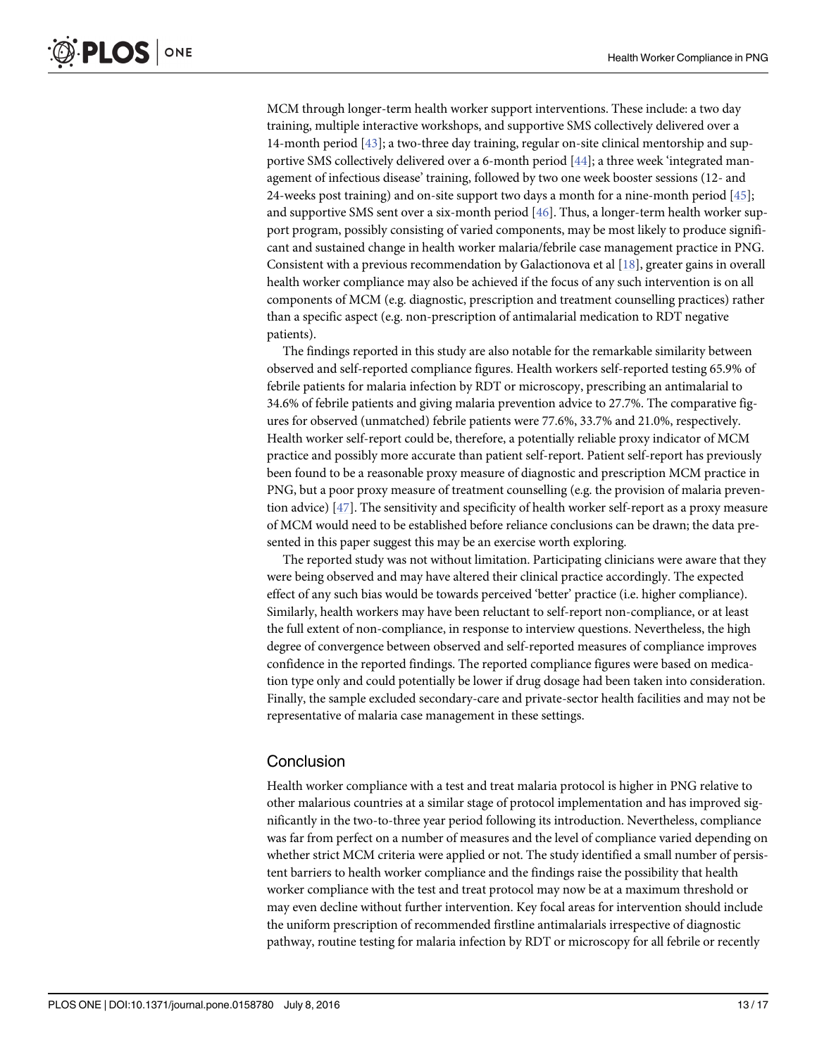MCM through longer-term health worker support interventions. These include: a two day training, multiple interactive workshops, and supportive SMS collectively delivered over a 14-month period [43]; a two-three day training, regular on-site clinical mentorship and supportive SMS collectively delivered over a 6-month period [44]; a three week 'integrated management of infectious disease' training, followed by two one week booster sessions (12- and 24-weeks post training) and on-site support two days a month for a nine-month period [45]; and supportive SMS sent over a six-month period [46]. Thus, a longer-term health worker support program, possibly consisting of varied components, may be most likely to produce significant and sustained change in health worker malaria/febrile case management practice in PNG. Consistent with a previous recommendation by Galactionova et al [18], greater gains in overall health worker compliance may also be achieved if the focus of any such intervention is on all components of MCM (e.g. diagnostic, prescription and treatment counselling practices) rather than a specific aspect (e.g. non-prescription of antimalarial medication to RDT negative patients).

The findings reported in this study are also notable for the remarkable similarity between observed and self-reported compliance figures. Health workers self-reported testing 65.9% of febrile patients for malaria infection by RDT or microscopy, prescribing an antimalarial to 34.6% of febrile patients and giving malaria prevention advice to 27.7%. The comparative figures for observed (unmatched) febrile patients were 77.6%, 33.7% and 21.0%, respectively. Health worker self-report could be, therefore, a potentially reliable proxy indicator of MCM practice and possibly more accurate than patient self-report. Patient self-report has previously been found to be a reasonable proxy measure of diagnostic and prescription MCM practice in PNG, but a poor proxy measure of treatment counselling (e.g. the provision of malaria prevention advice) [47]. The sensitivity and specificity of health worker self-report as a proxy measure of MCM would need to be established before reliance conclusions can be drawn; the data presented in this paper suggest this may be an exercise worth exploring.

The reported study was not without limitation. Participating clinicians were aware that they were being observed and may have altered their clinical practice accordingly. The expected effect of any such bias would be towards perceived 'better' practice (i.e. higher compliance). Similarly, health workers may have been reluctant to self-report non-compliance, or at least the full extent of non-compliance, in response to interview questions. Nevertheless, the high degree of convergence between observed and self-reported measures of compliance improves confidence in the reported findings. The reported compliance figures were based on medication type only and could potentially be lower if drug dosage had been taken into consideration. Finally, the sample excluded secondary-care and private-sector health facilities and may not be representative of malaria case management in these settings.

## Conclusion

Health worker compliance with a test and treat malaria protocol is higher in PNG relative to other malarious countries at a similar stage of protocol implementation and has improved significantly in the two-to-three year period following its introduction. Nevertheless, compliance was far from perfect on a number of measures and the level of compliance varied depending on whether strict MCM criteria were applied or not. The study identified a small number of persistent barriers to health worker compliance and the findings raise the possibility that health worker compliance with the test and treat protocol may now be at a maximum threshold or may even decline without further intervention. Key focal areas for intervention should include the uniform prescription of recommended firstline antimalarials irrespective of diagnostic pathway, routine testing for malaria infection by RDT or microscopy for all febrile or recently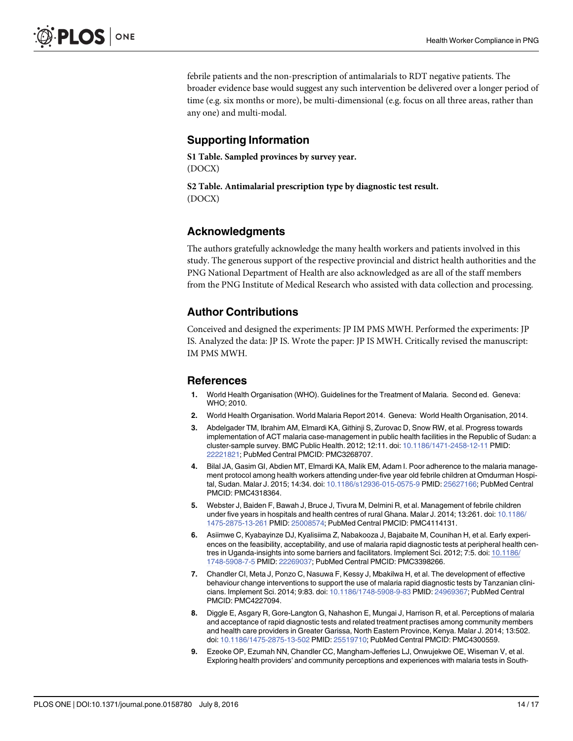febrile patients and the non-prescription of antimalarials to RDT negative patients. The broader evidence base would suggest any such intervention be delivered over a longer period of time (e.g. six months or more), be multi-dimensional (e.g. focus on all three areas, rather than any one) and multi-modal.

## Supporting Information

**S1 Table. Sampled provinces by survey year.**
(DOCX)

**S2 Table. Antimalarial prescription type by diagnostic test result.**
(DOCX)

## Acknowledgments

The authors gratefully acknowledge the many health workers and patients involved in this study. The generous support of the respective provincial and district health authorities and the PNG National Department of Health are also acknowledged as are all of the staff members from the PNG Institute of Medical Research who assisted with data collection and processing.

## Author Contributions

Conceived and designed the experiments: JP IM PMS MWH. Performed the experiments: JP IS. Analyzed the data: JP IS. Wrote the paper: JP IS MWH. Critically revised the manuscript: IM PMS MWH.

## References

1. World Health Organisation (WHO). Guidelines for the Treatment of Malaria. Second ed. Geneva: WHO; 2010.
2. World Health Organisation. World Malaria Report 2014. Geneva: World Health Organisation, 2014.
3. Abdelgader TM, Ibrahim AM, Elmardi KA, Githinji S, Zurovac D, Snow RW, et al. Progress towards implementation of ACT malaria case-management in public health facilities in the Republic of Sudan: a cluster-sample survey. BMC Public Health. 2012; 12:11. doi: 10.1186/1471-2458-12-11 PMID: 22221821; PubMed Central PMCID: PMC3268707.
4. Bilal JA, Gasim GI, Abdien MT, Elmardi KA, Malik EM, Adam I. Poor adherence to the malaria management protocol among health workers attending under-five year old febrile children at Omdurman Hospital, Sudan. Malar J. 2015; 14:34. doi: 10.1186/s12936-015-0575-9 PMID: 25627166; PubMed Central PMCID: PMC4318364.
5. Webster J, Baiden F, Bawah J, Bruce J, Tivura M, Delmini R, et al. Management of febrile children under five years in hospitals and health centres of rural Ghana. Malar J. 2014; 13:261. doi: 10.1186/1475-2875-13-261 PMID: 25008574; PubMed Central PMCID: PMC4114131.
6. Asiimwe C, Kyabayinze DJ, Kyalisiima Z, Nabakooza J, Bajabaite M, Counihan H, et al. Early experiences on the feasibility, acceptability, and use of malaria rapid diagnostic tests at peripheral health centres in Uganda-insights into some barriers and facilitators. Implement Sci. 2012; 7:5. doi: 10.1186/1748-5908-7-5 PMID: 22269037; PubMed Central PMCID: PMC3398266.
7. Chandler CI, Meta J, Ponzo C, Nasuwa F, Kessy J, Mbakilwa H, et al. The development of effective behaviour change interventions to support the use of malaria rapid diagnostic tests by Tanzanian clinicians. Implement Sci. 2014; 9:83. doi: 10.1186/1748-5908-9-83 PMID: 24969367; PubMed Central PMCID: PMC4227094.
8. Diggle E, Asgary R, Gore-Langton G, Nahashon E, Mungai J, Harrison R, et al. Perceptions of malaria and acceptance of rapid diagnostic tests and related treatment practises among community members and health care providers in Greater Garissa, North Eastern Province, Kenya. Malar J. 2014; 13:502. doi: 10.1186/1475-2875-13-502 PMID: 25519710; PubMed Central PMCID: PMC4300559.
9. Ezeoke OP, Ezumah NN, Chandler CC, Mangham-Jefferies LJ, Onwujekwe OE, Wiseman V, et al. Exploring health providers' and community perceptions and experiences with malaria tests in South-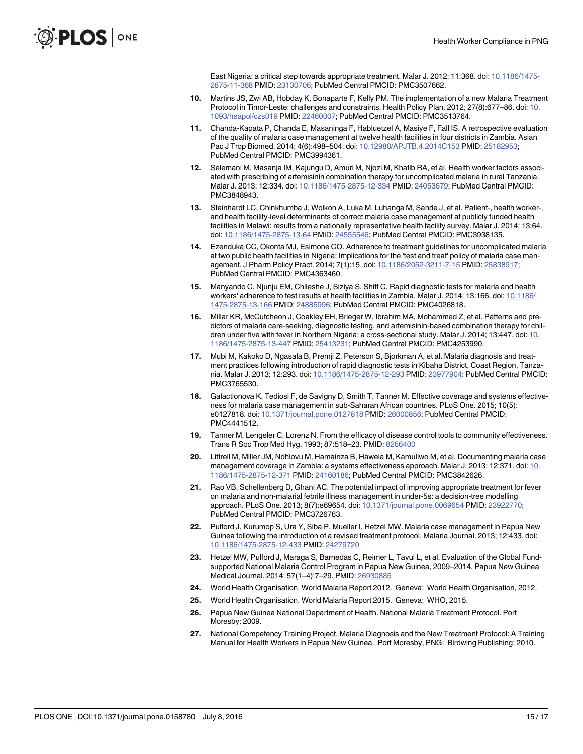East Nigeria: a critical step towards appropriate treatment. Malar J. 2012; 11:368. doi: 10.1186/1475-2875-11-368 PMID: 23130706; PubMed Central PMCID: PMC3507662.

10. Martins JS, Zwi AB, Hobday K, Bonaparte F, Kelly PM. The implementation of a new Malaria Treatment Protocol in Timor-Leste: challenges and constraints. Health Policy Plan. 2012; 27(8):677–86. doi: 10.1093/heapol/czs019 PMID: 22460007; PubMed Central PMCID: PMC3513764.

11. Chanda-Kapata P, Chanda E, Masaninga F, Habluetzel A, Masiye F, Fall IS. A retrospective evaluation of the quality of malaria case management at twelve health facilities in four districts in Zambia. Asian Pac J Trop Biomed. 2014; 4(6):498–504. doi: 10.12980/APJTB.4.2014C153 PMID: 25182953; PubMed Central PMCID: PMC3994361.

12. Selemani M, Masanja IM, Kajungu D, Amuri M, Njozi M, Khatib RA, et al. Health worker factors associated with prescribing of artemisinin combination therapy for uncomplicated malaria in rural Tanzania. Malar J. 2013; 12:334. doi: 10.1186/1475-2875-12-334 PMID: 24053679; PubMed Central PMCID: PMC3848943.

13. Steinhardt LC, Chinkhumba J, Wolkon A, Luka M, Luhanga M, Sande J, et al. Patient-, health worker-, and health facility-level determinants of correct malaria case management at publicly funded health facilities in Malawi: results from a nationally representative health facility survey. Malar J. 2014; 13:64. doi: 10.1186/1475-2875-13-64 PMID: 24555546; PubMed Central PMCID: PMC3938135.

14. Ezenduka CC, Okonta MJ, Esimone CO. Adherence to treatment guidelines for uncomplicated malaria at two public health facilities in Nigeria; Implications for the 'test and treat' policy of malaria case management. J Pharm Policy Pract. 2014; 7(1):15. doi: 10.1186/2052-3211-7-15 PMID: 25838917; PubMed Central PMCID: PMC4363460.

15. Manyando C, Njunju EM, Chileshe J, Siziya S, Shiff C. Rapid diagnostic tests for malaria and health workers' adherence to test results at health facilities in Zambia. Malar J. 2014; 13:166. doi: 10.1186/1475-2875-13-166 PMID: 24885996; PubMed Central PMCID: PMC4026818.

16. Millar KR, McCutcheon J, Coakley EH, Brieger W, Ibrahim MA, Mohammed Z, et al. Patterns and predictors of malaria care-seeking, diagnostic testing, and artemisinin-based combination therapy for children under five with fever in Northern Nigeria: a cross-sectional study. Malar J. 2014; 13:447. doi: 10.1186/1475-2875-13-447 PMID: 25413231; PubMed Central PMCID: PMC4253990.

17. Mubi M, Kakoko D, Ngasala B, Premji Z, Peterson S, Bjorkman A, et al. Malaria diagnosis and treatment practices following introduction of rapid diagnostic tests in Kibaha District, Coast Region, Tanzania. Malar J. 2013; 12:293. doi: 10.1186/1475-2875-12-293 PMID: 23977904; PubMed Central PMCID: PMC3765530.

18. Galactionova K, Tediosi F, de Savigny D, Smith T, Tanner M. Effective coverage and systems effectiveness for malaria case management in sub-Saharan African countries. PLoS One. 2015; 10(5): e0127818. doi: 10.1371/journal.pone.0127818 PMID: 26000856; PubMed Central PMCID: PMC4441512.

19. Tanner M, Lengeler C, Lorenz N. From the efficacy of disease control tools to community effectiveness. Trans R Soc Trop Med Hyg. 1993; 87:518–23. PMID: 8266400

20. Littrell M, Miller JM, Ndhlovu M, Hamainza B, Hawela M, Kamuliwo M, et al. Documenting malaria case management coverage in Zambia: a systems effectiveness approach. Malar J. 2013; 12:371. doi: 10.1186/1475-2875-12-371 PMID: 24160186; PubMed Central PMCID: PMC3842626.

21. Rao VB, Schellenberg D, Ghani AC. The potential impact of improving appropriate treatment for fever on malaria and non-malarial febrile illness management in under-5s: a decision-tree modelling approach. PLoS One. 2013; 8(7):e69654. doi: 10.1371/journal.pone.0069654 PMID: 23922770; PubMed Central PMCID: PMC3726763.

22. Pulford J, Kurumop S, Ura Y, Siba P, Mueller I, Hetzel MW. Malaria case management in Papua New Guinea following the introduction of a revised treatment protocol. Malaria Journal. 2013; 12:433. doi: 10.1186/1475-2875-12-433 PMID: 24279720

23. Hetzel MW, Pulford J, Maraga S, Barnedas C, Reimer L, Tavul L, et al. Evaluation of the Global Fund-supported National Malaria Control Program in Papua New Guinea, 2009–2014. Papua New Guinea Medical Journal. 2014; 57(1–4):7–29. PMID: 26930885

24. World Health Organisation. World Malaria Report 2012. Geneva: World Health Organisation, 2012.

25. World Health Organisation. World Malaria Report 2015. Geneva: WHO, 2015.

26. Papua New Guinea National Department of Health. National Malaria Treatment Protocol. Port Moresby: 2009.

27. National Competency Training Project. Malaria Diagnosis and the New Treatment Protocol: A Training Manual for Health Workers in Papua New Guinea. Port Moresby, PNG: Birdwing Publishing; 2010.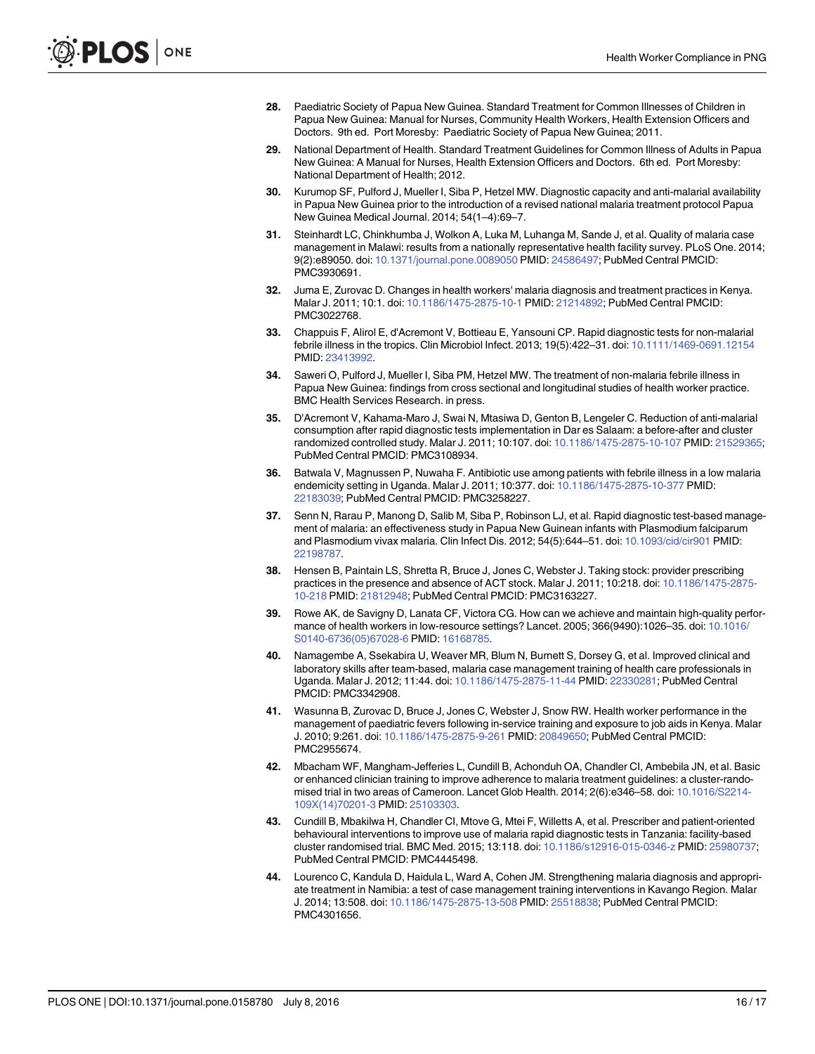28. Paediatric Society of Papua New Guinea. Standard Treatment for Common Illnesses of Children in Papua New Guinea: Manual for Nurses, Community Health Workers, Health Extension Officers and Doctors. 9th ed. Port Moresby: Paediatric Society of Papua New Guinea; 2011.

29. National Department of Health. Standard Treatment Guidelines for Common Illness of Adults in Papua New Guinea: A Manual for Nurses, Health Extension Officers and Doctors. 6th ed. Port Moresby: National Department of Health; 2012.

30. Kurumop SF, Pulford J, Mueller I, Siba P, Hetzel MW. Diagnostic capacity and anti-malarial availability in Papua New Guinea prior to the introduction of a revised national malaria treatment protocol Papua New Guinea Medical Journal. 2014; 54(1–4):69–7.

31. Steinhardt LC, Chinkhumba J, Wolkon A, Luka M, Luhanga M, Sande J, et al. Quality of malaria case management in Malawi: results from a nationally representative health facility survey. PLoS One. 2014; 9(2):e89050. doi: 10.1371/journal.pone.0089050 PMID: 24586497; PubMed Central PMCID: PMC3930691.

32. Juma E, Zurovac D. Changes in health workers' malaria diagnosis and treatment practices in Kenya. Malar J. 2011; 10:1. doi: 10.1186/1475-2875-10-1 PMID: 21214892; PubMed Central PMCID: PMC3022768.

33. Chappuis F, Alirol E, d'Acremont V, Bottieau E, Yansouni CP. Rapid diagnostic tests for non-malarial febrile illness in the tropics. Clin Microbiol Infect. 2013; 19(5):422–31. doi: 10.1111/1469-0691.12154 PMID: 23413992.

34. Saweri O, Pulford J, Mueller I, Siba PM, Hetzel MW. The treatment of non-malaria febrile illness in Papua New Guinea: findings from cross sectional and longitudinal studies of health worker practice. BMC Health Services Research. in press.

35. D'Acremont V, Kahama-Maro J, Swai N, Mtasiwa D, Genton B, Lengeler C. Reduction of anti-malarial consumption after rapid diagnostic tests implementation in Dar es Salaam: a before-after and cluster randomized controlled study. Malar J. 2011; 10:107. doi: 10.1186/1475-2875-10-107 PMID: 21529365; PubMed Central PMCID: PMC3108934.

36. Batwala V, Magnussen P, Nuwaha F. Antibiotic use among patients with febrile illness in a low malaria endemicity setting in Uganda. Malar J. 2011; 10:377. doi: 10.1186/1475-2875-10-377 PMID: 22183039; PubMed Central PMCID: PMC3258227.

37. Senn N, Rarau P, Manong D, Salib M, Siba P, Robinson LJ, et al. Rapid diagnostic test-based management of malaria: an effectiveness study in Papua New Guinean infants with Plasmodium falciparum and Plasmodium vivax malaria. Clin Infect Dis. 2012; 54(5):644–51. doi: 10.1093/cid/cir901 PMID: 22198787.

38. Hensen B, Paintain LS, Shretta R, Bruce J, Jones C, Webster J. Taking stock: provider prescribing practices in the presence and absence of ACT stock. Malar J. 2011; 10:218. doi: 10.1186/1475-2875-10-218 PMID: 21812948; PubMed Central PMCID: PMC3163227.

39. Rowe AK, de Savigny D, Lanata CF, Victora CG. How can we achieve and maintain high-quality performance of health workers in low-resource settings? Lancet. 2005; 366(9490):1026–35. doi: 10.1016/S0140-6736(05)67028-6 PMID: 16168785.

40. Namagembe A, Ssekabira U, Weaver MR, Blum N, Burnett S, Dorsey G, et al. Improved clinical and laboratory skills after team-based, malaria case management training of health care professionals in Uganda. Malar J. 2012; 11:44. doi: 10.1186/1475-2875-11-44 PMID: 22330281; PubMed Central PMCID: PMC3342908.

41. Wasunna B, Zurovac D, Bruce J, Jones C, Webster J, Snow RW. Health worker performance in the management of paediatric fevers following in-service training and exposure to job aids in Kenya. Malar J. 2010; 9:261. doi: 10.1186/1475-2875-9-261 PMID: 20849650; PubMed Central PMCID: PMC2955674.

42. Mbacham WF, Mangham-Jefferies L, Cundill B, Achonduh OA, Chandler CI, Ambebila JN, et al. Basic or enhanced clinician training to improve adherence to malaria treatment guidelines: a cluster-randomised trial in two areas of Cameroon. Lancet Glob Health. 2014; 2(6):e346–58. doi: 10.1016/S2214-109X(14)70201-3 PMID: 25103303.

43. Cundill B, Mbakilwa H, Chandler CI, Mtove G, Mtei F, Willetts A, et al. Prescriber and patient-oriented behavioural interventions to improve use of malaria rapid diagnostic tests in Tanzania: facility-based cluster randomised trial. BMC Med. 2015; 13:118. doi: 10.1186/s12916-015-0346-z PMID: 25980737; PubMed Central PMCID: PMC4445498.

44. Lourenco C, Kandula D, Haidula L, Ward A, Cohen JM. Strengthening malaria diagnosis and appropriate treatment in Namibia: a test of case management training interventions in Kavango Region. Malar J. 2014; 13:508. doi: 10.1186/1475-2875-13-508 PMID: 25518838; PubMed Central PMCID: PMC4301656.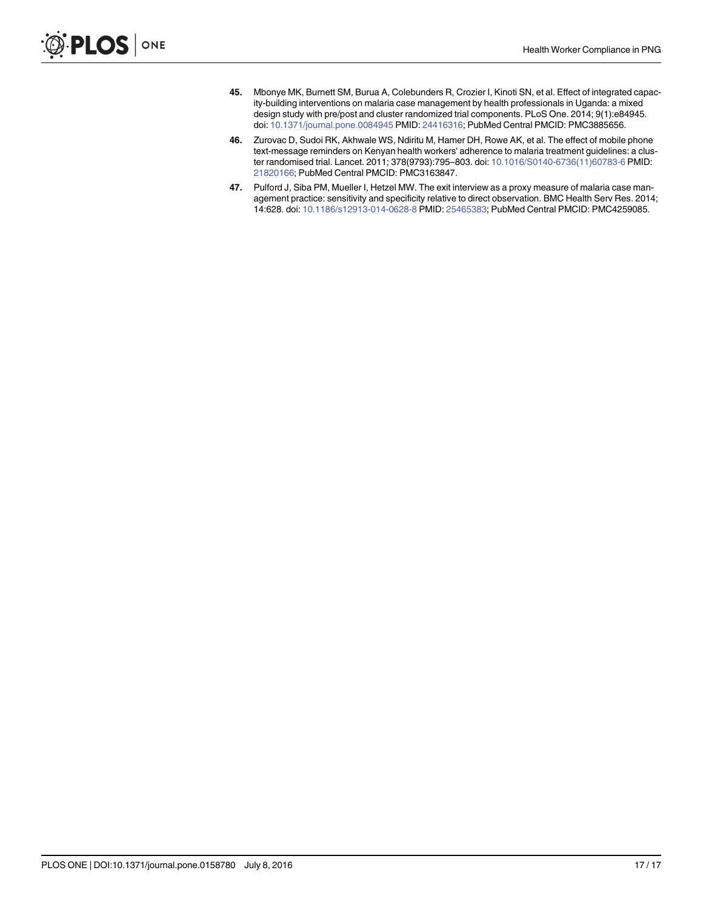45. Mbonye MK, Burnett SM, Burua A, Colebunders R, Crozier I, Kinoti SN, et al. Effect of integrated capacity-building interventions on malaria case management by health professionals in Uganda: a mixed design study with pre/post and cluster randomized trial components. PLoS One. 2014; 9(1):e84945. doi: 10.1371/journal.pone.0084945 PMID: 24416316; PubMed Central PMCID: PMC3885656.

46. Zurovac D, Sudoi RK, Akhwale WS, Ndiritu M, Hamer DH, Rowe AK, et al. The effect of mobile phone text-message reminders on Kenyan health workers' adherence to malaria treatment guidelines: a cluster randomised trial. Lancet. 2011; 378(9793):795–803. doi: 10.1016/S0140-6736(11)60783-6 PMID: 21820166; PubMed Central PMCID: PMC3163847.

47. Pulford J, Siba PM, Mueller I, Hetzel MW. The exit interview as a proxy measure of malaria case management practice: sensitivity and specificity relative to direct observation. BMC Health Serv Res. 2014; 14:628. doi: 10.1186/s12913-014-0628-8 PMID: 25465383; PubMed Central PMCID: PMC4259085.